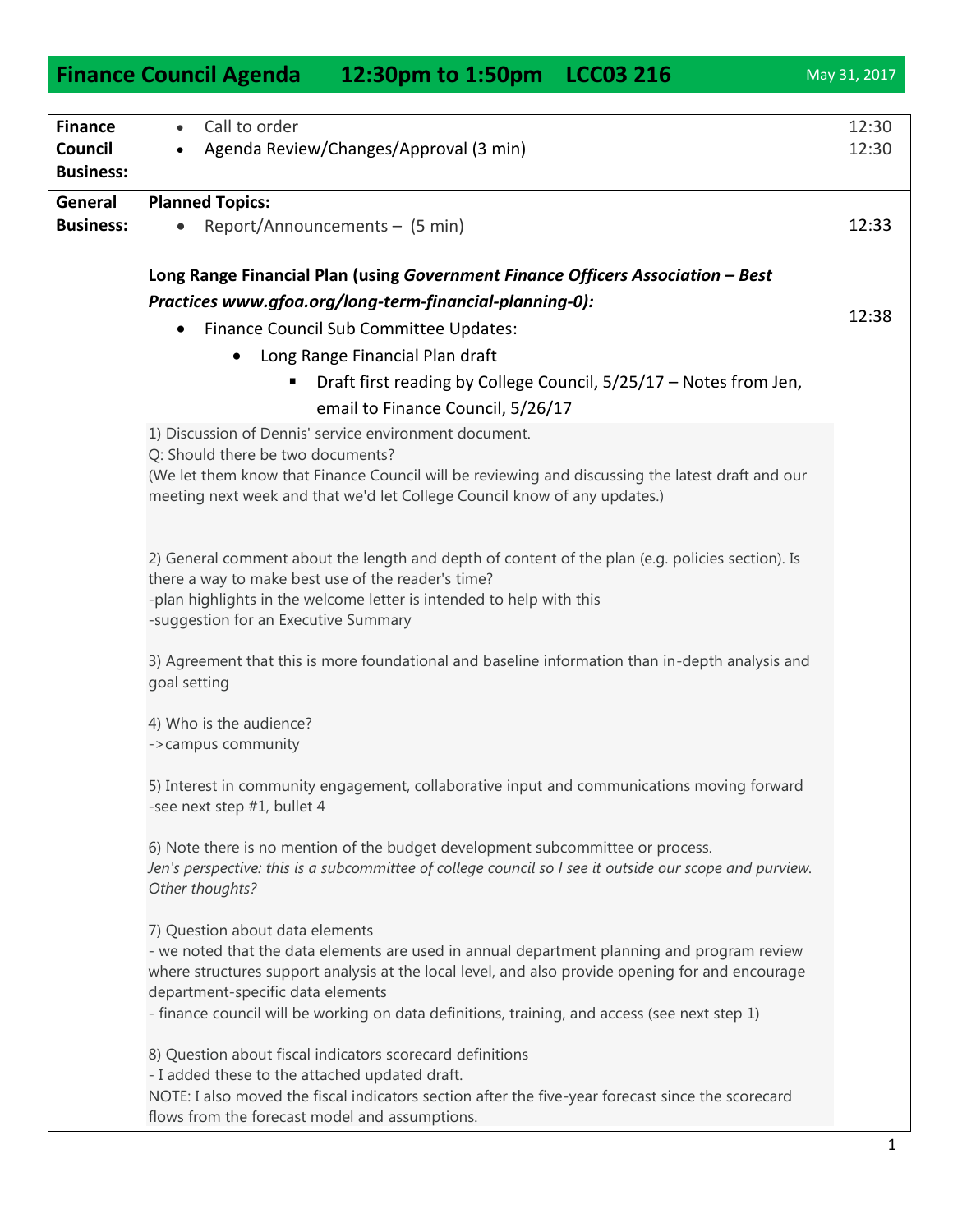# Finance Council Agenda 12:30pm to 1:50pm LCC03 216

May 31, 2017

| | | |
|---|---|---|
| **Finance Council Business:** | • Call to order<br>• Agenda Review/Changes/Approval (3 min) | 12:30<br>12:30 |
| **General Business:** | **Planned Topics:**<br>• Report/Announcements – (5 min)<br><br>**Long Range Financial Plan (using *Government Finance Officers Association – Best Practices www.gfoa.org/long-term-financial-planning-0):***<br>• Finance Council Sub Committee Updates:<br>&nbsp;&nbsp;&nbsp;&nbsp;• Long Range Financial Plan draft<br>&nbsp;&nbsp;&nbsp;&nbsp;&nbsp;&nbsp;&nbsp;&nbsp;▪ Draft first reading by College Council, 5/25/17 – Notes from Jen, email to Finance Council, 5/26/17<br><br>1) Discussion of Dennis' service environment document.<br>Q: Should there be two documents?<br>(We let them know that Finance Council will be reviewing and discussing the latest draft and our meeting next week and that we'd let College Council know of any updates.)<br><br>2) General comment about the length and depth of content of the plan (e.g. policies section). Is there a way to make best use of the reader's time?<br>-plan highlights in the welcome letter is intended to help with this<br>-suggestion for an Executive Summary<br><br>3) Agreement that this is more foundational and baseline information than in-depth analysis and goal setting<br><br>4) Who is the audience?<br>->campus community<br><br>5) Interest in community engagement, collaborative input and communications moving forward<br>-see next step #1, bullet 4<br><br>6) Note there is no mention of the budget development subcommittee or process.<br>*Jen's perspective: this is a subcommittee of college council so I see it outside our scope and purview. Other thoughts?*<br><br>7) Question about data elements<br>- we noted that the data elements are used in annual department planning and program review where structures support analysis at the local level, and also provide opening for and encourage department-specific data elements<br>- finance council will be working on data definitions, training, and access (see next step 1)<br><br>8) Question about fiscal indicators scorecard definitions<br>- I added these to the attached updated draft.<br>NOTE: I also moved the fiscal indicators section after the five-year forecast since the scorecard flows from the forecast model and assumptions. | 12:33<br><br><br><br>12:38 |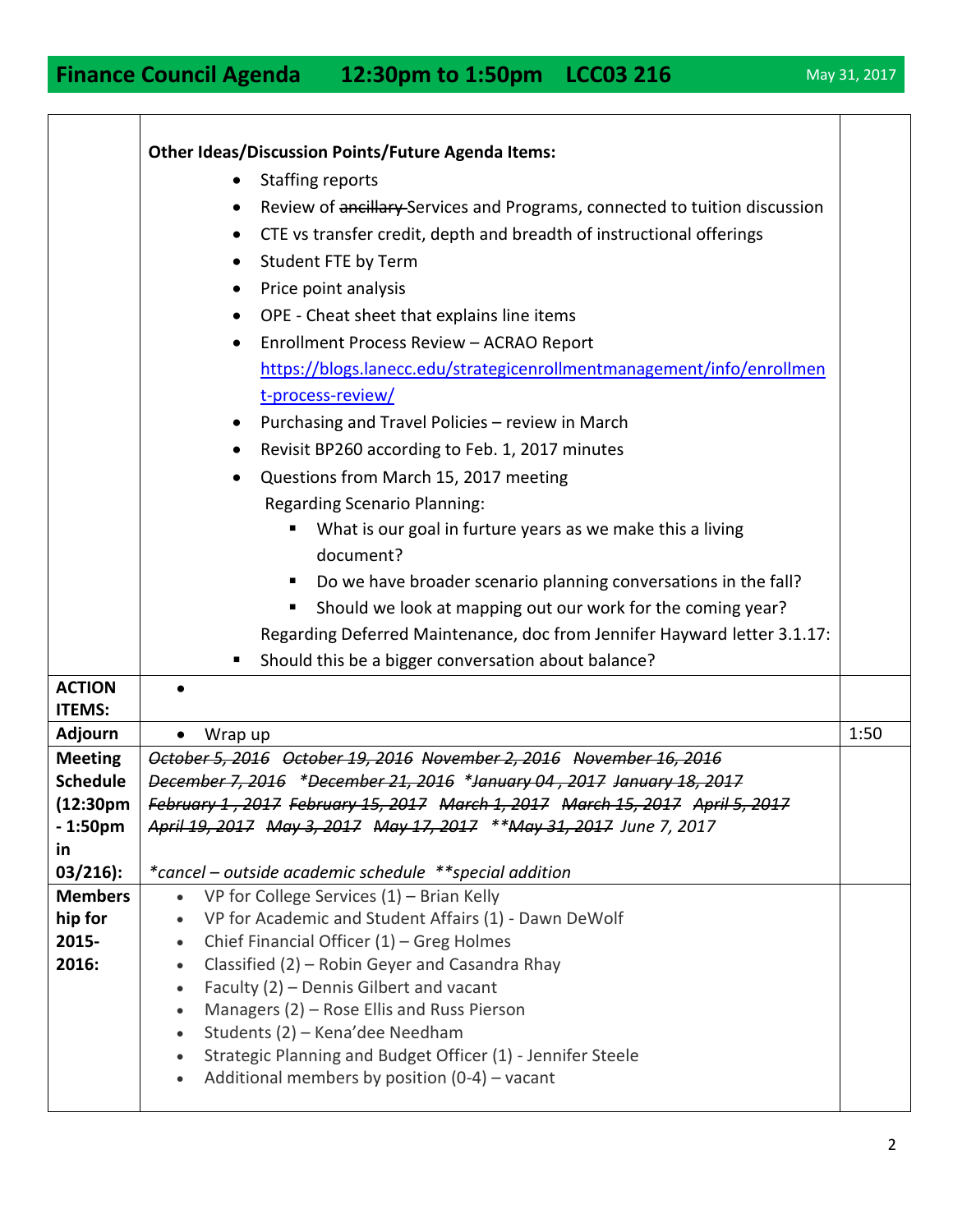# Finance Council Agenda 12:30pm to 1:50pm LCC03 216

May 31, 2017

| | | |
|---|---|---|
| | **Other Ideas/Discussion Points/Future Agenda Items:**<br>• Staffing reports<br>• Review of ~~ancillary~~ Services and Programs, connected to tuition discussion<br>• CTE vs transfer credit, depth and breadth of instructional offerings<br>• Student FTE by Term<br>• Price point analysis<br>• OPE - Cheat sheet that explains line items<br>• Enrollment Process Review – ACRAO Report https://blogs.lanecc.edu/strategicenrollmentmanagement/info/enrollment-process-review/<br>• Purchasing and Travel Policies – review in March<br>• Revisit BP260 according to Feb. 1, 2017 minutes<br>• Questions from March 15, 2017 meeting<br>Regarding Scenario Planning:<br>▪ What is our goal in furture years as we make this a living document?<br>▪ Do we have broader scenario planning conversations in the fall?<br>▪ Should we look at mapping out our work for the coming year?<br>Regarding Deferred Maintenance, doc from Jennifer Hayward letter 3.1.17:<br>▪ Should this be a bigger conversation about balance? | |
| **ACTION ITEMS:** | • | |
| **Adjourn** | • Wrap up | 1:50 |
| **Meeting Schedule (12:30pm - 1:50pm in 03/216):** | *~~October 5, 2016~~ ~~October 19, 2016~~ ~~November 2, 2016~~ ~~November 16, 2016~~ ~~December 7, 2016~~ \*~~December 21, 2016~~ \*~~January 04 , 2017~~ ~~January 18, 2017~~ ~~February 1 , 2017~~ ~~February 15, 2017~~ ~~March 1, 2017~~ ~~March 15, 2017~~ ~~April 5, 2017~~ ~~April 19, 2017~~ ~~May 3, 2017~~ ~~May 17, 2017~~ \*\*~~May 31, 2017~~ June 7, 2017*<br><br>*\*cancel – outside academic schedule \*\*special addition* | |
| **Membership for 2015-2016:** | • VP for College Services (1) – Brian Kelly<br>• VP for Academic and Student Affairs (1) - Dawn DeWolf<br>• Chief Financial Officer (1) – Greg Holmes<br>• Classified (2) – Robin Geyer and Casandra Rhay<br>• Faculty (2) – Dennis Gilbert and vacant<br>• Managers (2) – Rose Ellis and Russ Pierson<br>• Students (2) – Kena'dee Needham<br>• Strategic Planning and Budget Officer (1) - Jennifer Steele<br>• Additional members by position (0-4) – vacant | |